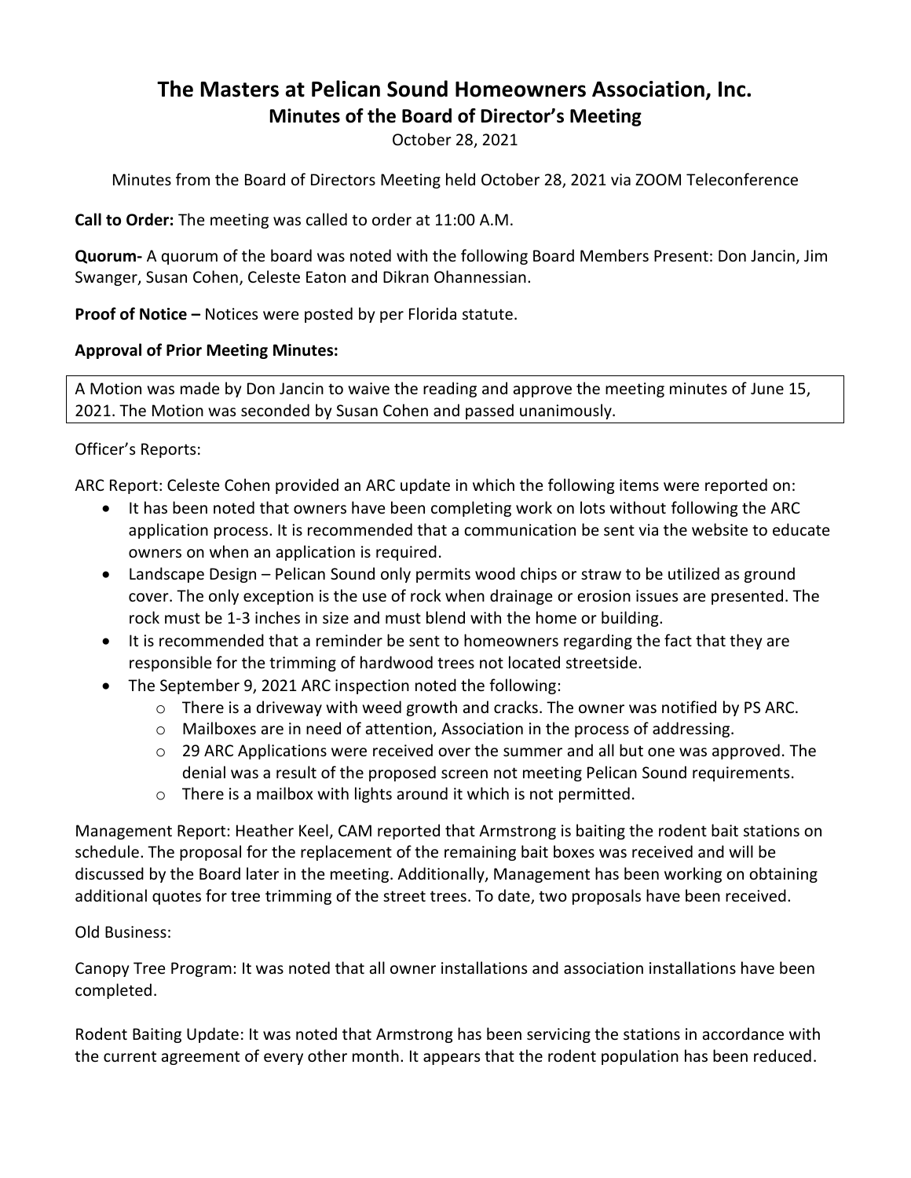# The Masters at Pelican Sound Homeowners Association, Inc.
## Minutes of the Board of Director's Meeting

October 28, 2021

Minutes from the Board of Directors Meeting held October 28, 2021 via ZOOM Teleconference

**Call to Order:** The meeting was called to order at 11:00 A.M.

**Quorum-** A quorum of the board was noted with the following Board Members Present: Don Jancin, Jim Swanger, Susan Cohen, Celeste Eaton and Dikran Ohannessian.

**Proof of Notice –** Notices were posted by per Florida statute.

**Approval of Prior Meeting Minutes:**

A Motion was made by Don Jancin to waive the reading and approve the meeting minutes of June 15, 2021. The Motion was seconded by Susan Cohen and passed unanimously.

Officer's Reports:

ARC Report: Celeste Cohen provided an ARC update in which the following items were reported on:

- It has been noted that owners have been completing work on lots without following the ARC application process. It is recommended that a communication be sent via the website to educate owners on when an application is required.
- Landscape Design – Pelican Sound only permits wood chips or straw to be utilized as ground cover. The only exception is the use of rock when drainage or erosion issues are presented. The rock must be 1-3 inches in size and must blend with the home or building.
- It is recommended that a reminder be sent to homeowners regarding the fact that they are responsible for the trimming of hardwood trees not located streetside.
- The September 9, 2021 ARC inspection noted the following:
    - There is a driveway with weed growth and cracks. The owner was notified by PS ARC.
    - Mailboxes are in need of attention, Association in the process of addressing.
    - 29 ARC Applications were received over the summer and all but one was approved. The denial was a result of the proposed screen not meeting Pelican Sound requirements.
    - There is a mailbox with lights around it which is not permitted.

Management Report: Heather Keel, CAM reported that Armstrong is baiting the rodent bait stations on schedule. The proposal for the replacement of the remaining bait boxes was received and will be discussed by the Board later in the meeting. Additionally, Management has been working on obtaining additional quotes for tree trimming of the street trees. To date, two proposals have been received.

Old Business:

Canopy Tree Program: It was noted that all owner installations and association installations have been completed.

Rodent Baiting Update: It was noted that Armstrong has been servicing the stations in accordance with the current agreement of every other month. It appears that the rodent population has been reduced.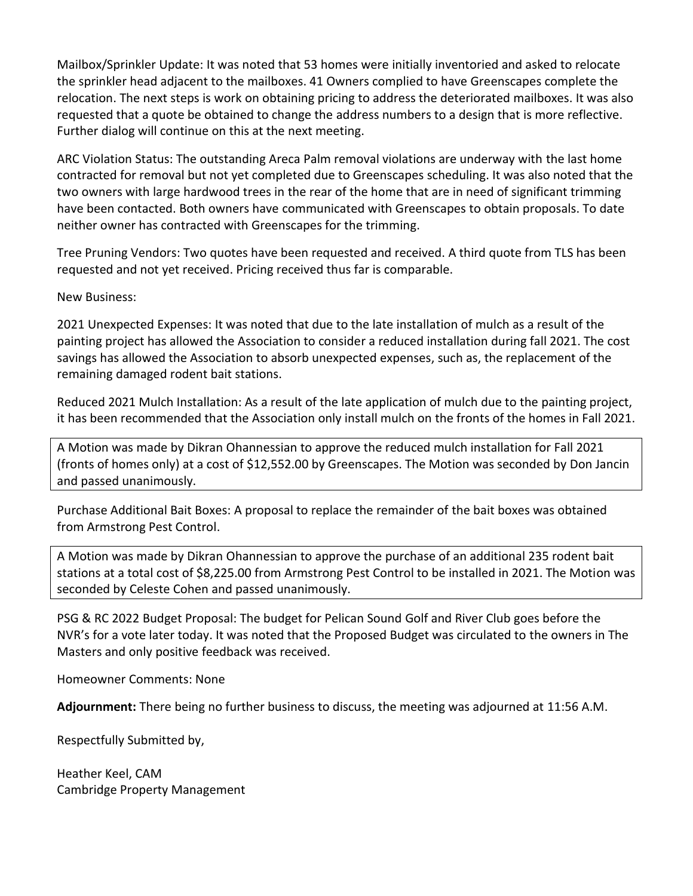Mailbox/Sprinkler Update: It was noted that 53 homes were initially inventoried and asked to relocate the sprinkler head adjacent to the mailboxes. 41 Owners complied to have Greenscapes complete the relocation. The next steps is work on obtaining pricing to address the deteriorated mailboxes. It was also requested that a quote be obtained to change the address numbers to a design that is more reflective. Further dialog will continue on this at the next meeting.

ARC Violation Status: The outstanding Areca Palm removal violations are underway with the last home contracted for removal but not yet completed due to Greenscapes scheduling. It was also noted that the two owners with large hardwood trees in the rear of the home that are in need of significant trimming have been contacted. Both owners have communicated with Greenscapes to obtain proposals. To date neither owner has contracted with Greenscapes for the trimming.

Tree Pruning Vendors: Two quotes have been requested and received. A third quote from TLS has been requested and not yet received. Pricing received thus far is comparable.

New Business:

2021 Unexpected Expenses: It was noted that due to the late installation of mulch as a result of the painting project has allowed the Association to consider a reduced installation during fall 2021. The cost savings has allowed the Association to absorb unexpected expenses, such as, the replacement of the remaining damaged rodent bait stations.

Reduced 2021 Mulch Installation: As a result of the late application of mulch due to the painting project, it has been recommended that the Association only install mulch on the fronts of the homes in Fall 2021.

A Motion was made by Dikran Ohannessian to approve the reduced mulch installation for Fall 2021 (fronts of homes only) at a cost of $12,552.00 by Greenscapes. The Motion was seconded by Don Jancin and passed unanimously.

Purchase Additional Bait Boxes: A proposal to replace the remainder of the bait boxes was obtained from Armstrong Pest Control.

A Motion was made by Dikran Ohannessian to approve the purchase of an additional 235 rodent bait stations at a total cost of $8,225.00 from Armstrong Pest Control to be installed in 2021. The Motion was seconded by Celeste Cohen and passed unanimously.

PSG & RC 2022 Budget Proposal: The budget for Pelican Sound Golf and River Club goes before the NVR's for a vote later today. It was noted that the Proposed Budget was circulated to the owners in The Masters and only positive feedback was received.

Homeowner Comments: None

**Adjournment:** There being no further business to discuss, the meeting was adjourned at 11:56 A.M.

Respectfully Submitted by,

Heather Keel, CAM
Cambridge Property Management